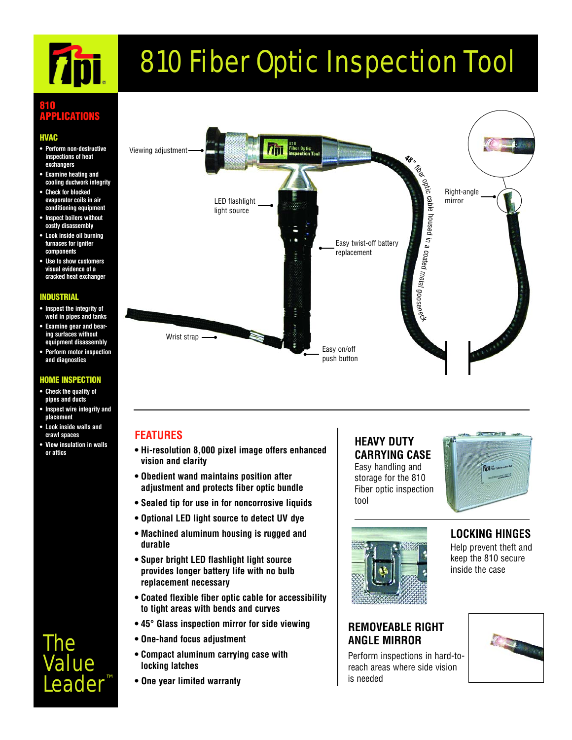# 810 Fiber Optic Inspection Tool

## 810 APPLICATIONS

### HVAC

- Perform non-destructive inspections of heat exchangers
- Examine heating and cooling ductwork integrity
- Check for blocked evaporator coils in air conditioning equipment
- Inspect boilers without costly disassembly
- Look inside oil burning furnaces for igniter components
- Use to show customers visual evidence of a cracked heat exchanger

### INDUSTRIAL

- Inspect the integrity of weld in pipes and tanks
- Examine gear and bearing surfaces without equipment disassembly
- Perform motor inspection and diagnostics

### HOME INSPECTION

- Check the quality of pipes and ducts
- Inspect wire integrity and placement
- Look inside walls and crawl spaces
- View insulation in walls or attics

The Value Leader™

Viewing adjustment

LED flashlight light source

Easy twist-off battery replacement

48" fiber optic cable housed in a coated metal gooseneck

Right-angle mirror

Wrist strap

Easy on/off push button

## FEATURES

- Hi-resolution 8,000 pixel image offers enhanced vision and clarity
- Obedient wand maintains position after adjustment and protects fiber optic bundle
- Sealed tip for use in for noncorrosive liquids
- Optional LED light source to detect UV dye
- Machined aluminum housing is rugged and durable
- Super bright LED flashlight light source provides longer battery life with no bulb replacement necessary
- Coated flexible fiber optic cable for accessibility to tight areas with bends and curves
- 45° Glass inspection mirror for side viewing
- One-hand focus adjustment
- Compact aluminum carrying case with locking latches
- One year limited warranty

### HEAVY DUTY CARRYING CASE

Easy handling and storage for the 810 Fiber optic inspection tool

### LOCKING HINGES

Help prevent theft and keep the 810 secure inside the case

### REMOVEABLE RIGHT ANGLE MIRROR

Perform inspections in hard-to-reach areas where side vision is needed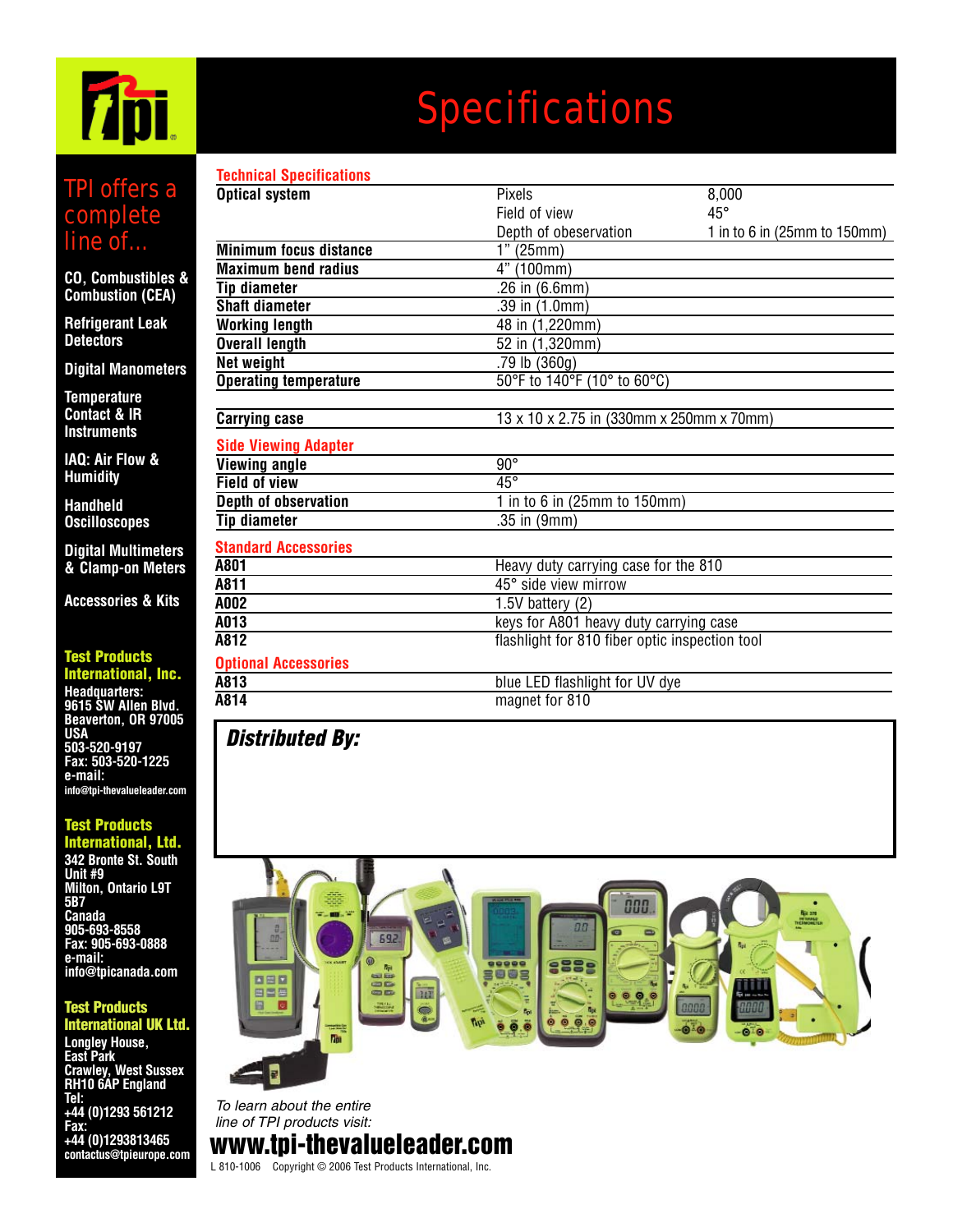# Specifications

## TPI offers a complete line of...

**CO, Combustibles & Combustion (CEA)**

**Refrigerant Leak Detectors**

**Digital Manometers**

**Temperature Contact & IR Instruments**

**IAQ: Air Flow & Humidity**

**Handheld Oscilloscopes**

**Digital Multimeters & Clamp-on Meters**

**Accessories & Kits**

**Test Products International, Inc.**
Headquarters:
9615 SW Allen Blvd.
Beaverton, OR 97005
USA
503-520-9197
Fax: 503-520-1225
e-mail:
info@tpi-thevalueleader.com

**Test Products International, Ltd.**
342 Bronte St. South
Unit #9
Milton, Ontario L9T 5B7
Canada
905-693-8558
Fax: 905-693-0888
e-mail:
info@tpicanada.com

**Test Products International UK Ltd.**
Longley House,
East Park
Crawley, West Sussex
RH10 6AP England
Tel:
+44 (0)1293 561212
Fax:
+44 (0)1293813465
contactus@tpieurope.com

### Technical Specifications

| | | |
|---|---|---|
| **Optical system** | Pixels | 8,000 |
| | Field of view | 45° |
| | Depth of obeservation | 1 in to 6 in (25mm to 150mm) |
| **Minimum focus distance** | 1" (25mm) | |
| **Maximum bend radius** | 4" (100mm) | |
| **Tip diameter** | .26 in (6.6mm) | |
| **Shaft diameter** | .39 in (1.0mm) | |
| **Working length** | 48 in (1,220mm) | |
| **Overall length** | 52 in (1,320mm) | |
| **Net weight** | .79 lb (360g) | |
| **Operating temperature** | 50°F to 140°F (10° to 60°C) | |
| **Carrying case** | 13 x 10 x 2.75 in (330mm x 250mm x 70mm) | |

### Side Viewing Adapter

| | |
|---|---|
| **Viewing angle** | 90° |
| **Field of view** | 45° |
| **Depth of observation** | 1 in to 6 in (25mm to 150mm) |
| **Tip diameter** | .35 in (9mm) |

### Standard Accessories

| | |
|---|---|
| **A801** | Heavy duty carrying case for the 810 |
| **A811** | 45° side view mirrow |
| **A002** | 1.5V battery (2) |
| **A013** | keys for A801 heavy duty carrying case |
| **A812** | flashlight for 810 fiber optic inspection tool |

### Optional Accessories

| | |
|---|---|
| **A813** | blue LED flashlight for UV dye |
| **A814** | magnet for 810 |

***Distributed By:***

*To learn about the entire line of TPI products visit:*

**www.tpi-thevalueleader.com**

L 810-1006 Copyright © 2006 Test Products International, Inc.